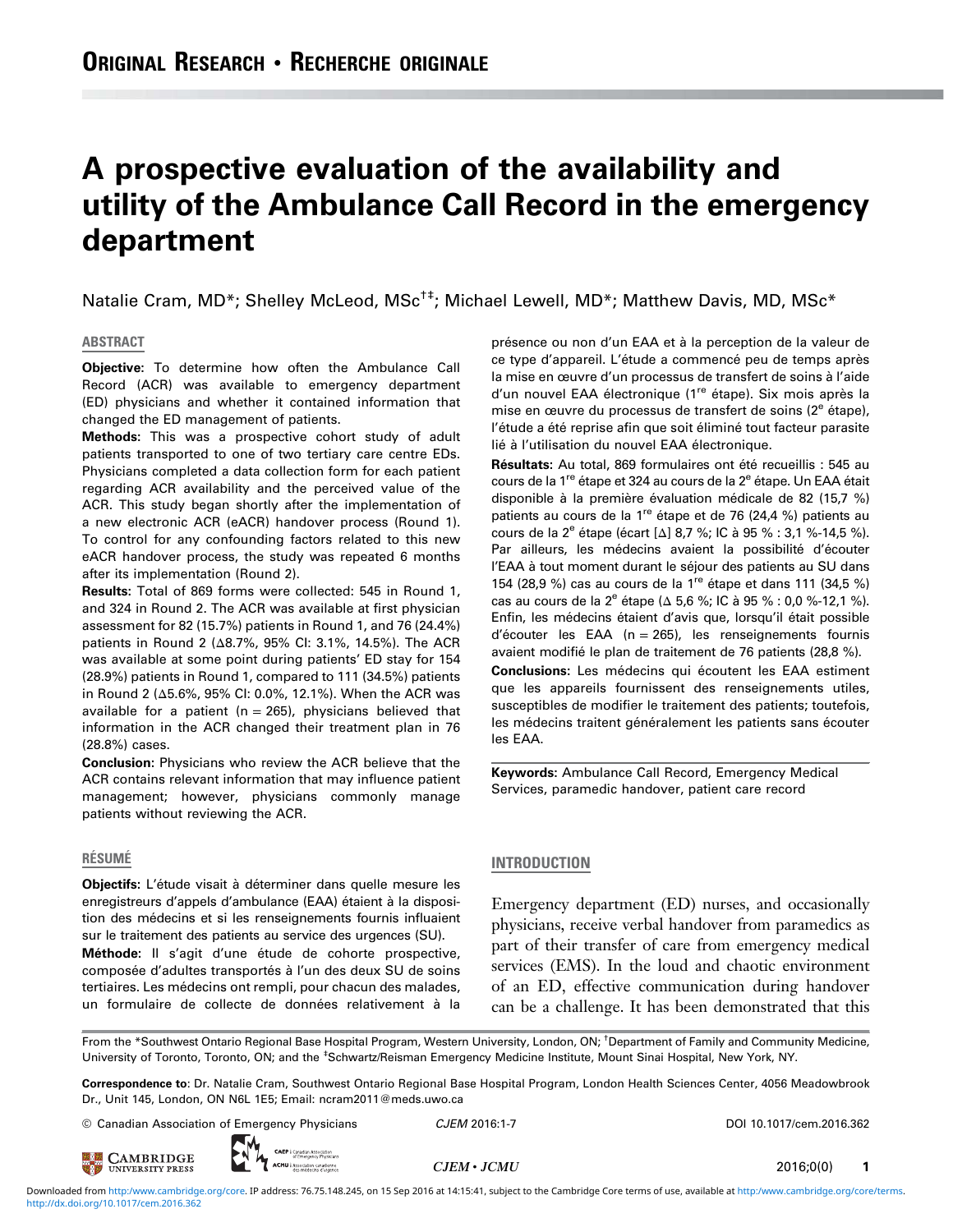# A prospective evaluation of the availability and utility of the Ambulance Call Record in the emergency department

Natalie Cram, MD*; Shelley McLeod, MSc[†‡]; Michael Lewell, MD*; Matthew Davis, MD, MSc*

## ABSTRACT

**Objective:** To determine how often the Ambulance Call Record (ACR) was available to emergency department (ED) physicians and whether it contained information that changed the ED management of patients.

**Methods:** This was a prospective cohort study of adult patients transported to one of two tertiary care centre EDs. Physicians completed a data collection form for each patient regarding ACR availability and the perceived value of the ACR. This study began shortly after the implementation of a new electronic ACR (eACR) handover process (Round 1). To control for any confounding factors related to this new eACR handover process, the study was repeated 6 months after its implementation (Round 2).

**Results:** Total of 869 forms were collected: 545 in Round 1, and 324 in Round 2. The ACR was available at first physician assessment for 82 (15.7%) patients in Round 1, and 76 (24.4%) patients in Round 2 (Δ8.7%, 95% CI: 3.1%, 14.5%). The ACR was available at some point during patients' ED stay for 154 (28.9%) patients in Round 1, compared to 111 (34.5%) patients in Round 2 (Δ5.6%, 95% CI: 0.0%, 12.1%). When the ACR was available for a patient (n = 265), physicians believed that information in the ACR changed their treatment plan in 76 (28.8%) cases.

**Conclusion:** Physicians who review the ACR believe that the ACR contains relevant information that may influence patient management; however, physicians commonly manage patients without reviewing the ACR.

## RÉSUMÉ

**Objectifs:** L'étude visait à déterminer dans quelle mesure les enregistreurs d'appels d'ambulance (EAA) étaient à la disposition des médecins et si les renseignements fournis influaient sur le traitement des patients au service des urgences (SU).

**Méthode:** Il s'agit d'une étude de cohorte prospective, composée d'adultes transportés à l'un des deux SU de soins tertiaires. Les médecins ont rempli, pour chacun des malades, un formulaire de collecte de données relativement à la présence ou non d'un EAA et à la perception de la valeur de ce type d'appareil. L'étude a commencé peu de temps après la mise en œuvre d'un processus de transfert de soins à l'aide d'un nouvel EAA électronique (1[re] étape). Six mois après la mise en œuvre du processus de transfert de soins (2[e] étape), l'étude a été reprise afin que soit éliminé tout facteur parasite lié à l'utilisation du nouvel EAA électronique.

**Résultats:** Au total, 869 formulaires ont été recueillis : 545 au cours de la 1[re] étape et 324 au cours de la 2[e] étape. Un EAA était disponible à la première évaluation médicale de 82 (15,7 %) patients au cours de la 1[re] étape et de 76 (24,4 %) patients au cours de la 2[e] étape (écart [Δ] 8,7 %; IC à 95 % : 3,1 %-14,5 %). Par ailleurs, les médecins avaient la possibilité d'écouter l'EAA à tout moment durant le séjour des patients au SU dans 154 (28,9 %) cas au cours de la 1[re] étape et dans 111 (34,5 %) cas au cours de la 2[e] étape (Δ 5,6 %; IC à 95 % : 0,0 %-12,1 %). Enfin, les médecins étaient d'avis que, lorsqu'il était possible d'écouter les EAA (n = 265), les renseignements fournis avaient modifié le plan de traitement de 76 patients (28,8 %).

**Conclusions:** Les médecins qui écoutent les EAA estiment que les appareils fournissent des renseignements utiles, susceptibles de modifier le traitement des patients; toutefois, les médecins traitent généralement les patients sans écouter les EAA.

**Keywords:** Ambulance Call Record, Emergency Medical Services, paramedic handover, patient care record

## INTRODUCTION

Emergency department (ED) nurses, and occasionally physicians, receive verbal handover from paramedics as part of their transfer of care from emergency medical services (EMS). In the loud and chaotic environment of an ED, effective communication during handover can be a challenge. It has been demonstrated that this

From the *Southwest Ontario Regional Base Hospital Program, Western University, London, ON; [†]Department of Family and Community Medicine, University of Toronto, Toronto, ON; and the [‡]Schwartz/Reisman Emergency Medicine Institute, Mount Sinai Hospital, New York, NY.

**Correspondence to**: Dr. Natalie Cram, Southwest Ontario Regional Base Hospital Program, London Health Sciences Center, 4056 Meadowbrook Dr., Unit 145, London, ON N6L 1E5; Email: ncram2011@meds.uwo.ca

© Canadian Association of Emergency Physicians CJEM 2016:1-7 DOI 10.1017/cem.2016.362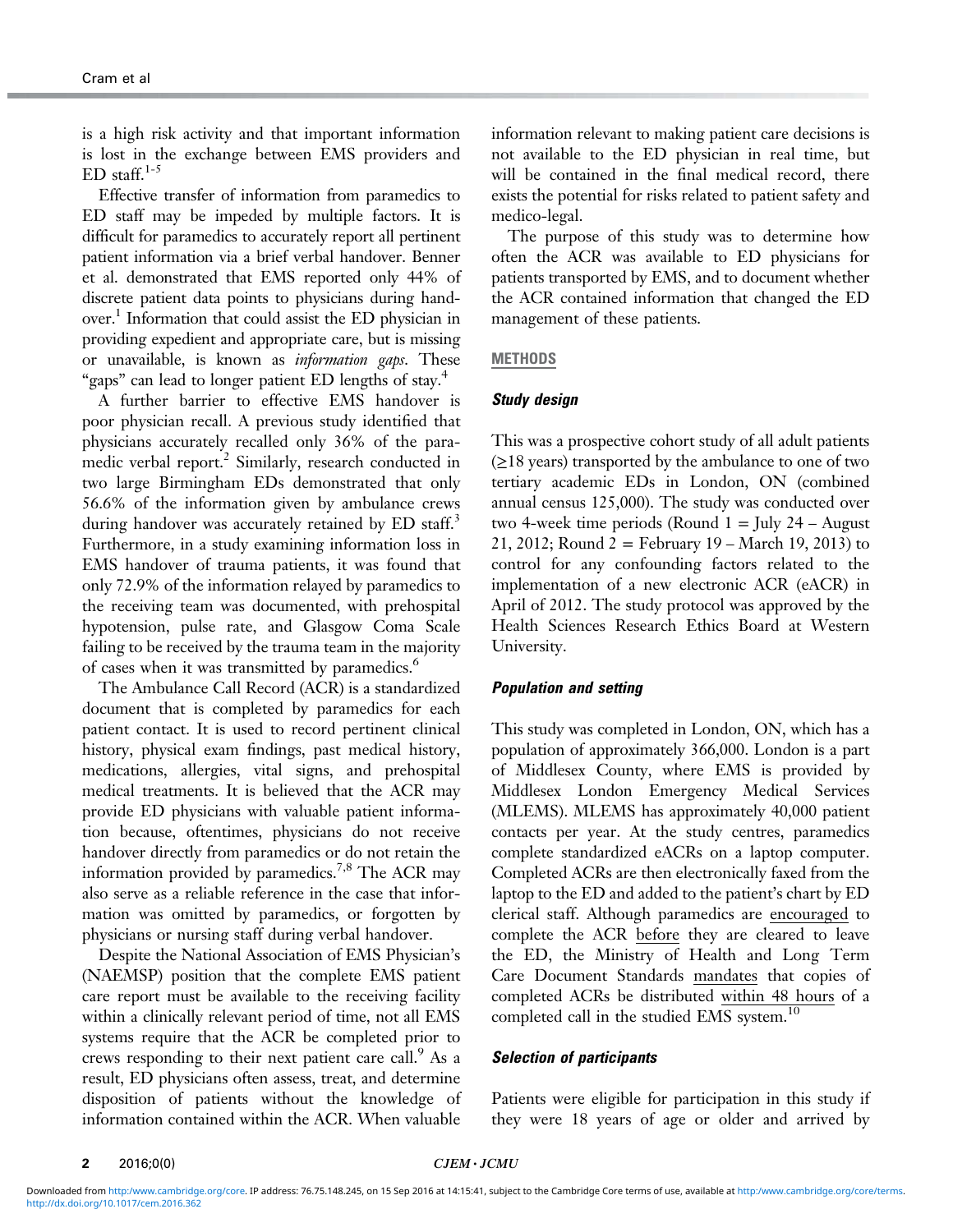is a high risk activity and that important information is lost in the exchange between EMS providers and ED staff.[1-5]

Effective transfer of information from paramedics to ED staff may be impeded by multiple factors. It is difficult for paramedics to accurately report all pertinent patient information via a brief verbal handover. Benner et al. demonstrated that EMS reported only 44% of discrete patient data points to physicians during handover.[1] Information that could assist the ED physician in providing expedient and appropriate care, but is missing or unavailable, is known as *information gaps*. These "gaps" can lead to longer patient ED lengths of stay.[4]

A further barrier to effective EMS handover is poor physician recall. A previous study identified that physicians accurately recalled only 36% of the paramedic verbal report.[2] Similarly, research conducted in two large Birmingham EDs demonstrated that only 56.6% of the information given by ambulance crews during handover was accurately retained by ED staff.[3] Furthermore, in a study examining information loss in EMS handover of trauma patients, it was found that only 72.9% of the information relayed by paramedics to the receiving team was documented, with prehospital hypotension, pulse rate, and Glasgow Coma Scale failing to be received by the trauma team in the majority of cases when it was transmitted by paramedics.[6]

The Ambulance Call Record (ACR) is a standardized document that is completed by paramedics for each patient contact. It is used to record pertinent clinical history, physical exam findings, past medical history, medications, allergies, vital signs, and prehospital medical treatments. It is believed that the ACR may provide ED physicians with valuable patient information because, oftentimes, physicians do not receive handover directly from paramedics or do not retain the information provided by paramedics.[7,8] The ACR may also serve as a reliable reference in the case that information was omitted by paramedics, or forgotten by physicians or nursing staff during verbal handover.

Despite the National Association of EMS Physician's (NAEMSP) position that the complete EMS patient care report must be available to the receiving facility within a clinically relevant period of time, not all EMS systems require that the ACR be completed prior to crews responding to their next patient care call.[9] As a result, ED physicians often assess, treat, and determine disposition of patients without the knowledge of information contained within the ACR. When valuable information relevant to making patient care decisions is not available to the ED physician in real time, but will be contained in the final medical record, there exists the potential for risks related to patient safety and medico-legal.

The purpose of this study was to determine how often the ACR was available to ED physicians for patients transported by EMS, and to document whether the ACR contained information that changed the ED management of these patients.

## METHODS

### Study design

This was a prospective cohort study of all adult patients (≥18 years) transported by the ambulance to one of two tertiary academic EDs in London, ON (combined annual census 125,000). The study was conducted over two 4-week time periods (Round 1 = July 24 – August 21, 2012; Round 2 = February 19 – March 19, 2013) to control for any confounding factors related to the implementation of a new electronic ACR (eACR) in April of 2012. The study protocol was approved by the Health Sciences Research Ethics Board at Western University.

### Population and setting

This study was completed in London, ON, which has a population of approximately 366,000. London is a part of Middlesex County, where EMS is provided by Middlesex London Emergency Medical Services (MLEMS). MLEMS has approximately 40,000 patient contacts per year. At the study centres, paramedics complete standardized eACRs on a laptop computer. Completed ACRs are then electronically faxed from the laptop to the ED and added to the patient's chart by ED clerical staff. Although paramedics are encouraged to complete the ACR before they are cleared to leave the ED, the Ministry of Health and Long Term Care Document Standards mandates that copies of completed ACRs be distributed within 48 hours of a completed call in the studied EMS system.[10]

### Selection of participants

Patients were eligible for participation in this study if they were 18 years of age or older and arrived by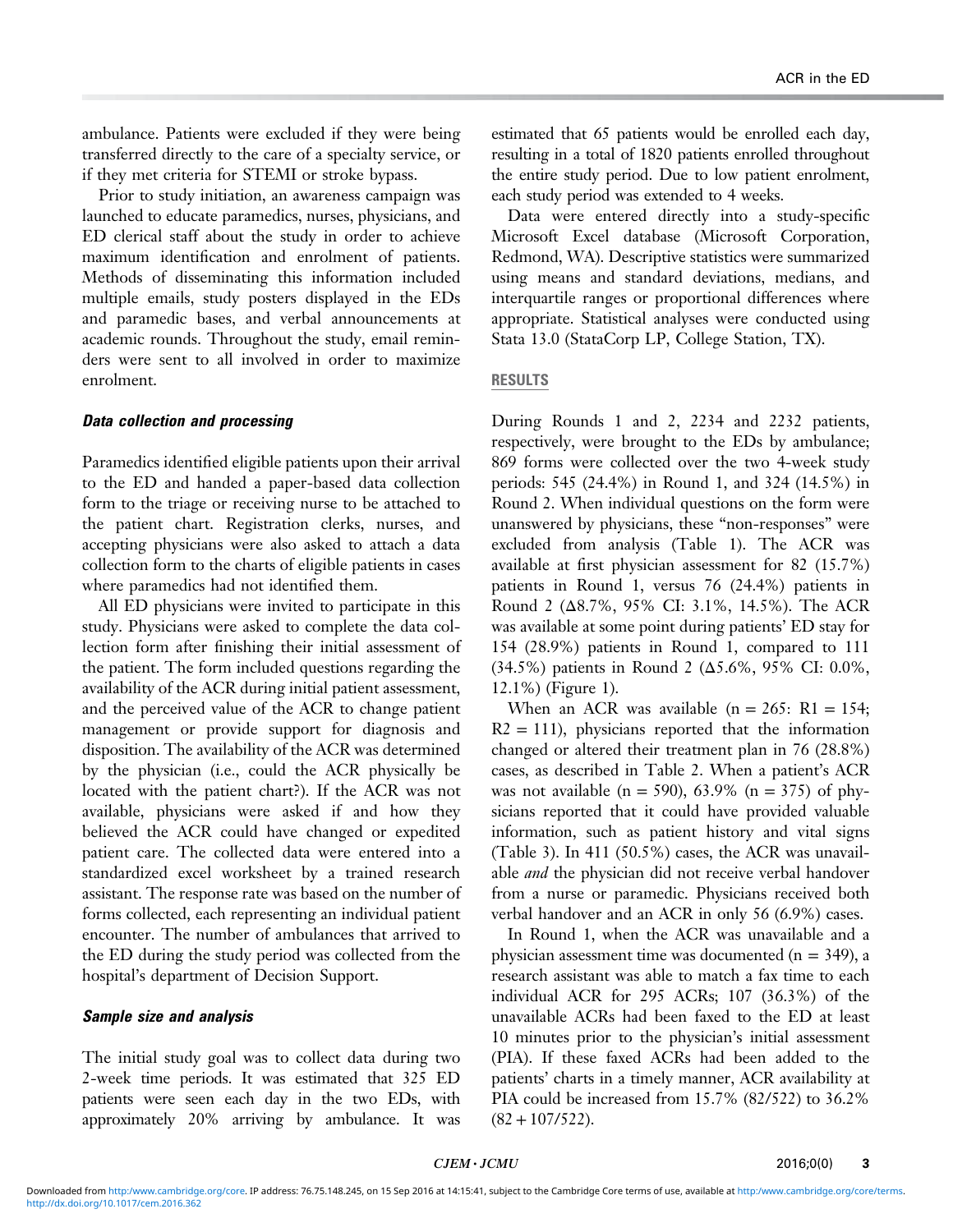ambulance. Patients were excluded if they were being transferred directly to the care of a specialty service, or if they met criteria for STEMI or stroke bypass.

Prior to study initiation, an awareness campaign was launched to educate paramedics, nurses, physicians, and ED clerical staff about the study in order to achieve maximum identification and enrolment of patients. Methods of disseminating this information included multiple emails, study posters displayed in the EDs and paramedic bases, and verbal announcements at academic rounds. Throughout the study, email reminders were sent to all involved in order to maximize enrolment.

### *Data collection and processing*

Paramedics identified eligible patients upon their arrival to the ED and handed a paper-based data collection form to the triage or receiving nurse to be attached to the patient chart. Registration clerks, nurses, and accepting physicians were also asked to attach a data collection form to the charts of eligible patients in cases where paramedics had not identified them.

All ED physicians were invited to participate in this study. Physicians were asked to complete the data collection form after finishing their initial assessment of the patient. The form included questions regarding the availability of the ACR during initial patient assessment, and the perceived value of the ACR to change patient management or provide support for diagnosis and disposition. The availability of the ACR was determined by the physician (i.e., could the ACR physically be located with the patient chart?). If the ACR was not available, physicians were asked if and how they believed the ACR could have changed or expedited patient care. The collected data were entered into a standardized excel worksheet by a trained research assistant. The response rate was based on the number of forms collected, each representing an individual patient encounter. The number of ambulances that arrived to the ED during the study period was collected from the hospital's department of Decision Support.

### *Sample size and analysis*

The initial study goal was to collect data during two 2-week time periods. It was estimated that 325 ED patients were seen each day in the two EDs, with approximately 20% arriving by ambulance. It was estimated that 65 patients would be enrolled each day, resulting in a total of 1820 patients enrolled throughout the entire study period. Due to low patient enrolment, each study period was extended to 4 weeks.

Data were entered directly into a study-specific Microsoft Excel database (Microsoft Corporation, Redmond, WA). Descriptive statistics were summarized using means and standard deviations, medians, and interquartile ranges or proportional differences where appropriate. Statistical analyses were conducted using Stata 13.0 (StataCorp LP, College Station, TX).

## RESULTS

During Rounds 1 and 2, 2234 and 2232 patients, respectively, were brought to the EDs by ambulance; 869 forms were collected over the two 4-week study periods: 545 (24.4%) in Round 1, and 324 (14.5%) in Round 2. When individual questions on the form were unanswered by physicians, these "non-responses" were excluded from analysis (Table 1). The ACR was available at first physician assessment for 82 (15.7%) patients in Round 1, versus 76 (24.4%) patients in Round 2 (Δ8.7%, 95% CI: 3.1%, 14.5%). The ACR was available at some point during patients' ED stay for 154 (28.9%) patients in Round 1, compared to 111 (34.5%) patients in Round 2 (Δ5.6%, 95% CI: 0.0%, 12.1%) (Figure 1).

When an ACR was available (n = 265: R1 = 154; R2 = 111), physicians reported that the information changed or altered their treatment plan in 76 (28.8%) cases, as described in Table 2. When a patient's ACR was not available (n = 590), 63.9% (n = 375) of physicians reported that it could have provided valuable information, such as patient history and vital signs (Table 3). In 411 (50.5%) cases, the ACR was unavailable *and* the physician did not receive verbal handover from a nurse or paramedic. Physicians received both verbal handover and an ACR in only 56 (6.9%) cases.

In Round 1, when the ACR was unavailable and a physician assessment time was documented (n = 349), a research assistant was able to match a fax time to each individual ACR for 295 ACRs; 107 (36.3%) of the unavailable ACRs had been faxed to the ED at least 10 minutes prior to the physician's initial assessment (PIA). If these faxed ACRs had been added to the patients' charts in a timely manner, ACR availability at PIA could be increased from 15.7% (82/522) to 36.2% (82 + 107/522).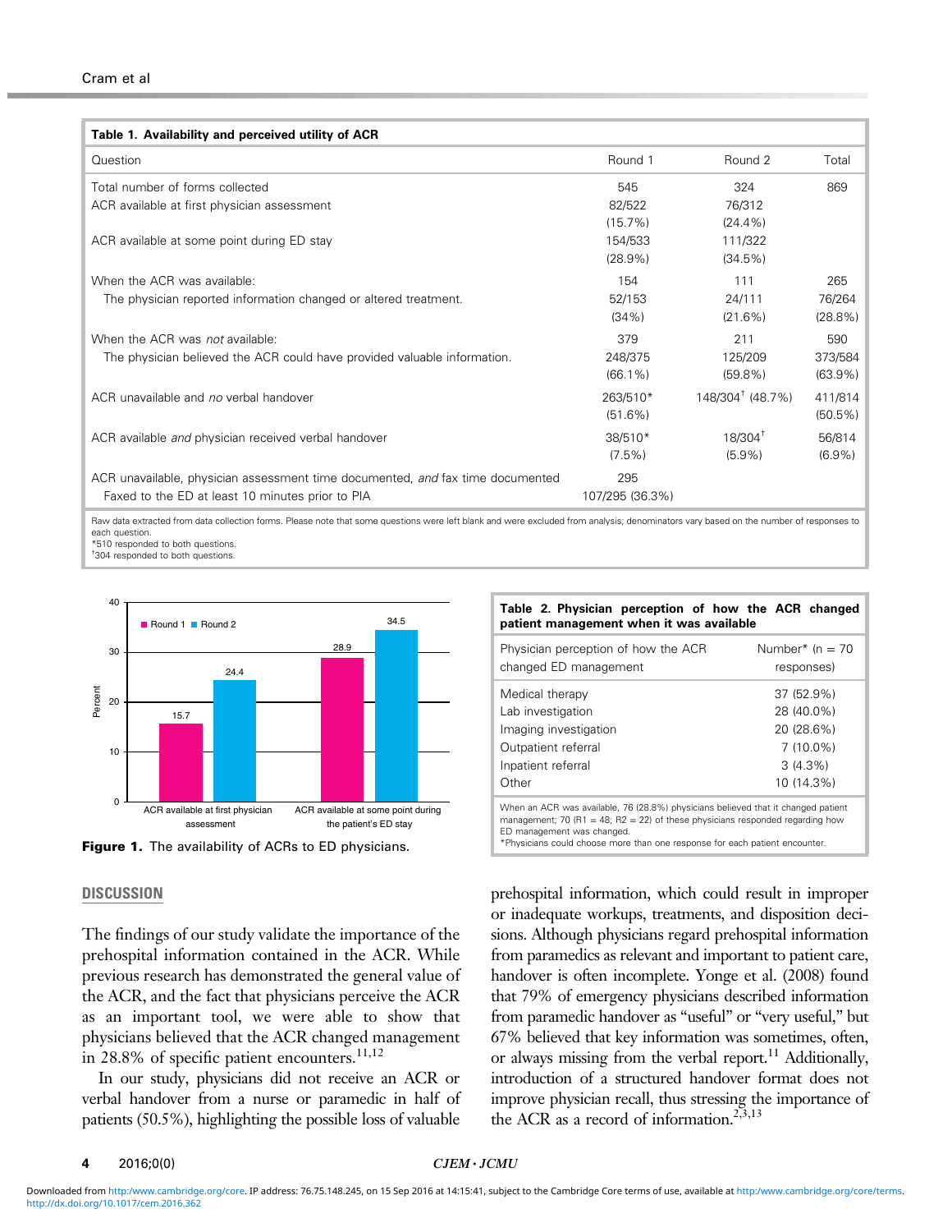**Table 1. Availability and perceived utility of ACR**

| Question | Round 1 | Round 2 | Total |
|---|---|---|---|
| Total number of forms collected | 545 | 324 | 869 |
| ACR available at first physician assessment | 82/522 (15.7%) | 76/312 (24.4%) | |
| ACR available at some point during ED stay | 154/533 (28.9%) | 111/322 (34.5%) | |
| When the ACR was available: | 154 | 111 | 265 |
| The physician reported information changed or altered treatment. | 52/153 (34%) | 24/111 (21.6%) | 76/264 (28.8%) |
| When the ACR was *not* available: | 379 | 211 | 590 |
| The physician believed the ACR could have provided valuable information. | 248/375 (66.1%) | 125/209 (59.8%) | 373/584 (63.9%) |
| ACR unavailable and *no* verbal handover | 263/510* (51.6%) | 148/304† (48.7%) | 411/814 (50.5%) |
| ACR available *and* physician received verbal handover | 38/510* (7.5%) | 18/304† (5.9%) | 56/814 (6.9%) |
| ACR unavailable, physician assessment time documented, *and* fax time documented | 295 | | |
| Faxed to the ED at least 10 minutes prior to PIA | 107/295 (36.3%) | | |

Raw data extracted from data collection forms. Please note that some questions were left blank and were excluded from analysis; denominators vary based on the number of responses to each question.
*510 responded to both questions.
†304 responded to both questions.

**Figure 1.** The availability of ACRs to ED physicians.

**Table 2. Physician perception of how the ACR changed patient management when it was available**

| Physician perception of how the ACR changed ED management | Number* (n = 70 responses) |
|---|---|
| Medical therapy | 37 (52.9%) |
| Lab investigation | 28 (40.0%) |
| Imaging investigation | 20 (28.6%) |
| Outpatient referral | 7 (10.0%) |
| Inpatient referral | 3 (4.3%) |
| Other | 10 (14.3%) |

When an ACR was available, 76 (28.8%) physicians believed that it changed patient management; 70 (R1 = 48; R2 = 22) of these physicians responded regarding how ED management was changed.
*Physicians could choose more than one response for each patient encounter.

## DISCUSSION

The findings of our study validate the importance of the prehospital information contained in the ACR. While previous research has demonstrated the general value of the ACR, and the fact that physicians perceive the ACR as an important tool, we were able to show that physicians believed that the ACR changed management in 28.8% of specific patient encounters.[11,12]

In our study, physicians did not receive an ACR or verbal handover from a nurse or paramedic in half of patients (50.5%), highlighting the possible loss of valuable prehospital information, which could result in improper or inadequate workups, treatments, and disposition decisions. Although physicians regard prehospital information from paramedics as relevant and important to patient care, handover is often incomplete. Yonge et al. (2008) found that 79% of emergency physicians described information from paramedic handover as "useful" or "very useful," but 67% believed that key information was sometimes, often, or always missing from the verbal report.[11] Additionally, introduction of a structured handover format does not improve physician recall, thus stressing the importance of the ACR as a record of information.[2,3,13]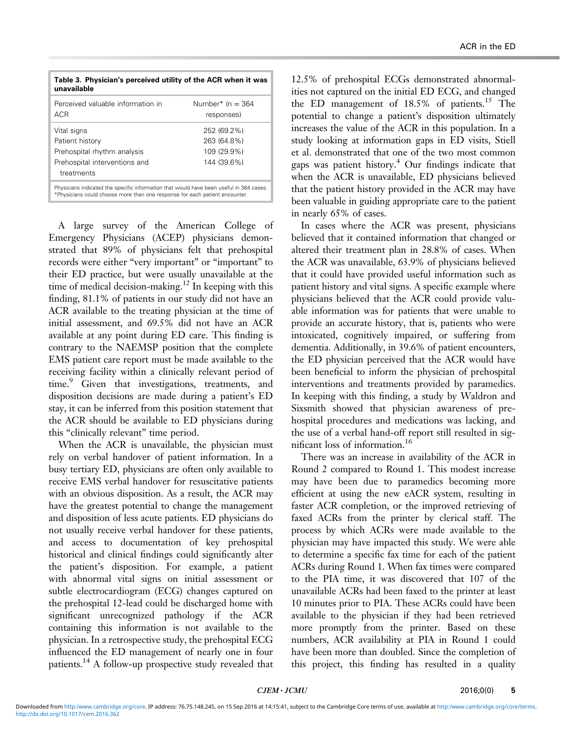**Table 3. Physician's perceived utility of the ACR when it was unavailable**

| Perceived valuable information in ACR | Number* (n = 364 responses) |
|---|---|
| Vital signs | 252 (69.2%) |
| Patient history | 263 (64.8%) |
| Prehospital rhythm analysis | 109 (29.9%) |
| Prehospital interventions and treatments | 144 (39.6%) |

Physicians indicated the specific information that would have been useful in 364 cases.
*Physicians could choose more than one response for each patient encounter.

A large survey of the American College of Emergency Physicians (ACEP) physicians demonstrated that 89% of physicians felt that prehospital records were either "very important" or "important" to their ED practice, but were usually unavailable at the time of medical decision-making.[12] In keeping with this finding, 81.1% of patients in our study did not have an ACR available to the treating physician at the time of initial assessment, and 69.5% did not have an ACR available at any point during ED care. This finding is contrary to the NAEMSP position that the complete EMS patient care report must be made available to the receiving facility within a clinically relevant period of time.[9] Given that investigations, treatments, and disposition decisions are made during a patient's ED stay, it can be inferred from this position statement that the ACR should be available to ED physicians during this "clinically relevant" time period.

When the ACR is unavailable, the physician must rely on verbal handover of patient information. In a busy tertiary ED, physicians are often only available to receive EMS verbal handover for resuscitative patients with an obvious disposition. As a result, the ACR may have the greatest potential to change the management and disposition of less acute patients. ED physicians do not usually receive verbal handover for these patients, and access to documentation of key prehospital historical and clinical findings could significantly alter the patient's disposition. For example, a patient with abnormal vital signs on initial assessment or subtle electrocardiogram (ECG) changes captured on the prehospital 12-lead could be discharged home with significant unrecognized pathology if the ACR containing this information is not available to the physician. In a retrospective study, the prehospital ECG influenced the ED management of nearly one in four patients.[14] A follow-up prospective study revealed that 12.5% of prehospital ECGs demonstrated abnormalities not captured on the initial ED ECG, and changed the ED management of 18.5% of patients.[15] The potential to change a patient's disposition ultimately increases the value of the ACR in this population. In a study looking at information gaps in ED visits, Stiell et al. demonstrated that one of the two most common gaps was patient history.[4] Our findings indicate that when the ACR is unavailable, ED physicians believed that the patient history provided in the ACR may have been valuable in guiding appropriate care to the patient in nearly 65% of cases.

In cases where the ACR was present, physicians believed that it contained information that changed or altered their treatment plan in 28.8% of cases. When the ACR was unavailable, 63.9% of physicians believed that it could have provided useful information such as patient history and vital signs. A specific example where physicians believed that the ACR could provide valuable information was for patients that were unable to provide an accurate history, that is, patients who were intoxicated, cognitively impaired, or suffering from dementia. Additionally, in 39.6% of patient encounters, the ED physician perceived that the ACR would have been beneficial to inform the physician of prehospital interventions and treatments provided by paramedics. In keeping with this finding, a study by Waldron and Sixsmith showed that physician awareness of prehospital procedures and medications was lacking, and the use of a verbal hand-off report still resulted in significant loss of information.[16]

There was an increase in availability of the ACR in Round 2 compared to Round 1. This modest increase may have been due to paramedics becoming more efficient at using the new eACR system, resulting in faster ACR completion, or the improved retrieving of faxed ACRs from the printer by clerical staff. The process by which ACRs were made available to the physician may have impacted this study. We were able to determine a specific fax time for each of the patient ACRs during Round 1. When fax times were compared to the PIA time, it was discovered that 107 of the unavailable ACRs had been faxed to the printer at least 10 minutes prior to PIA. These ACRs could have been available to the physician if they had been retrieved more promptly from the printer. Based on these numbers, ACR availability at PIA in Round 1 could have been more than doubled. Since the completion of this project, this finding has resulted in a quality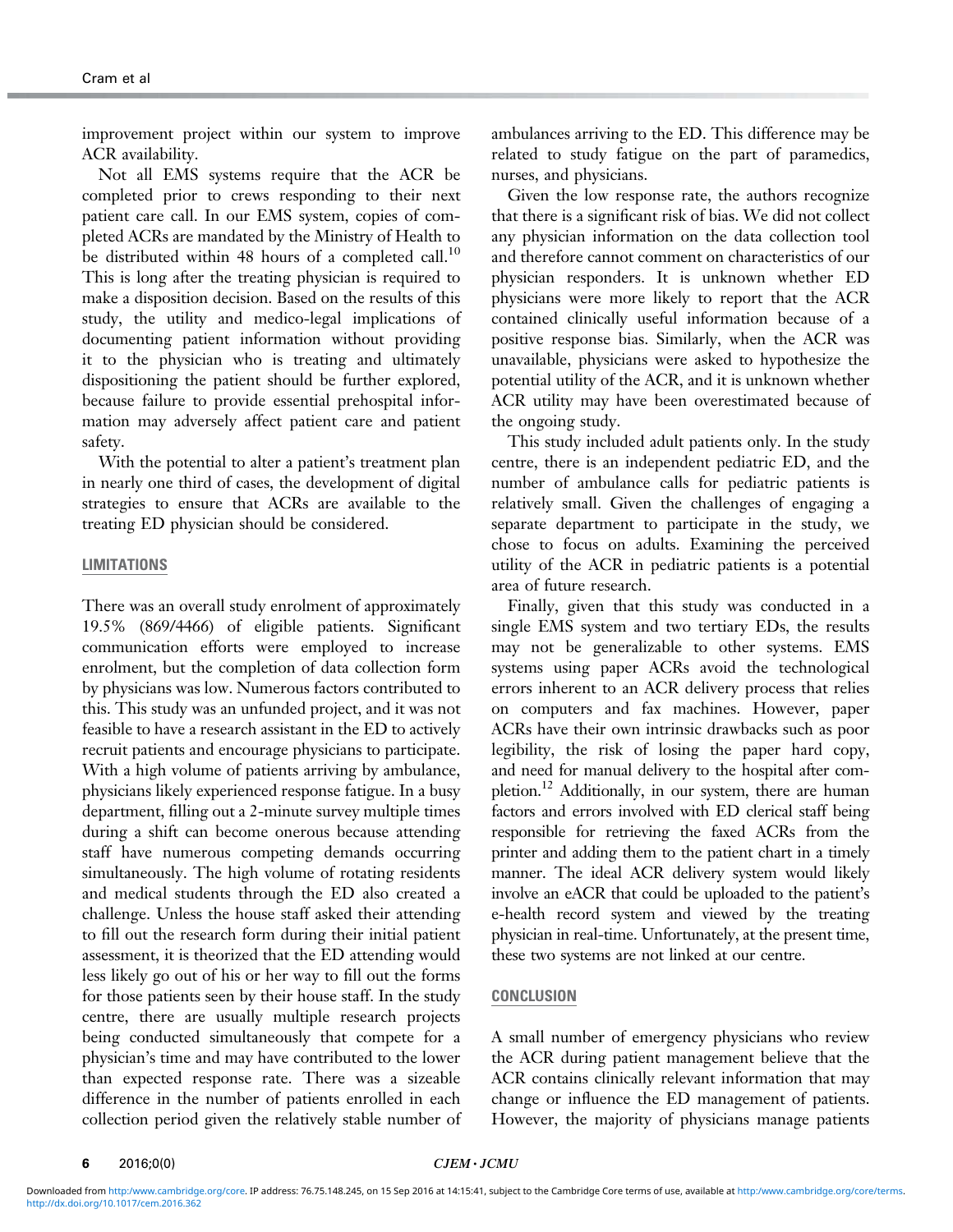improvement project within our system to improve ACR availability.

Not all EMS systems require that the ACR be completed prior to crews responding to their next patient care call. In our EMS system, copies of completed ACRs are mandated by the Ministry of Health to be distributed within 48 hours of a completed call.[10] This is long after the treating physician is required to make a disposition decision. Based on the results of this study, the utility and medico-legal implications of documenting patient information without providing it to the physician who is treating and ultimately dispositioning the patient should be further explored, because failure to provide essential prehospital information may adversely affect patient care and patient safety.

With the potential to alter a patient's treatment plan in nearly one third of cases, the development of digital strategies to ensure that ACRs are available to the treating ED physician should be considered.

## LIMITATIONS

There was an overall study enrolment of approximately 19.5% (869/4466) of eligible patients. Significant communication efforts were employed to increase enrolment, but the completion of data collection form by physicians was low. Numerous factors contributed to this. This study was an unfunded project, and it was not feasible to have a research assistant in the ED to actively recruit patients and encourage physicians to participate. With a high volume of patients arriving by ambulance, physicians likely experienced response fatigue. In a busy department, filling out a 2-minute survey multiple times during a shift can become onerous because attending staff have numerous competing demands occurring simultaneously. The high volume of rotating residents and medical students through the ED also created a challenge. Unless the house staff asked their attending to fill out the research form during their initial patient assessment, it is theorized that the ED attending would less likely go out of his or her way to fill out the forms for those patients seen by their house staff. In the study centre, there are usually multiple research projects being conducted simultaneously that compete for a physician's time and may have contributed to the lower than expected response rate. There was a sizeable difference in the number of patients enrolled in each collection period given the relatively stable number of ambulances arriving to the ED. This difference may be related to study fatigue on the part of paramedics, nurses, and physicians.

Given the low response rate, the authors recognize that there is a significant risk of bias. We did not collect any physician information on the data collection tool and therefore cannot comment on characteristics of our physician responders. It is unknown whether ED physicians were more likely to report that the ACR contained clinically useful information because of a positive response bias. Similarly, when the ACR was unavailable, physicians were asked to hypothesize the potential utility of the ACR, and it is unknown whether ACR utility may have been overestimated because of the ongoing study.

This study included adult patients only. In the study centre, there is an independent pediatric ED, and the number of ambulance calls for pediatric patients is relatively small. Given the challenges of engaging a separate department to participate in the study, we chose to focus on adults. Examining the perceived utility of the ACR in pediatric patients is a potential area of future research.

Finally, given that this study was conducted in a single EMS system and two tertiary EDs, the results may not be generalizable to other systems. EMS systems using paper ACRs avoid the technological errors inherent to an ACR delivery process that relies on computers and fax machines. However, paper ACRs have their own intrinsic drawbacks such as poor legibility, the risk of losing the paper hard copy, and need for manual delivery to the hospital after completion.[12] Additionally, in our system, there are human factors and errors involved with ED clerical staff being responsible for retrieving the faxed ACRs from the printer and adding them to the patient chart in a timely manner. The ideal ACR delivery system would likely involve an eACR that could be uploaded to the patient's e-health record system and viewed by the treating physician in real-time. Unfortunately, at the present time, these two systems are not linked at our centre.

## CONCLUSION

A small number of emergency physicians who review the ACR during patient management believe that the ACR contains clinically relevant information that may change or influence the ED management of patients. However, the majority of physicians manage patients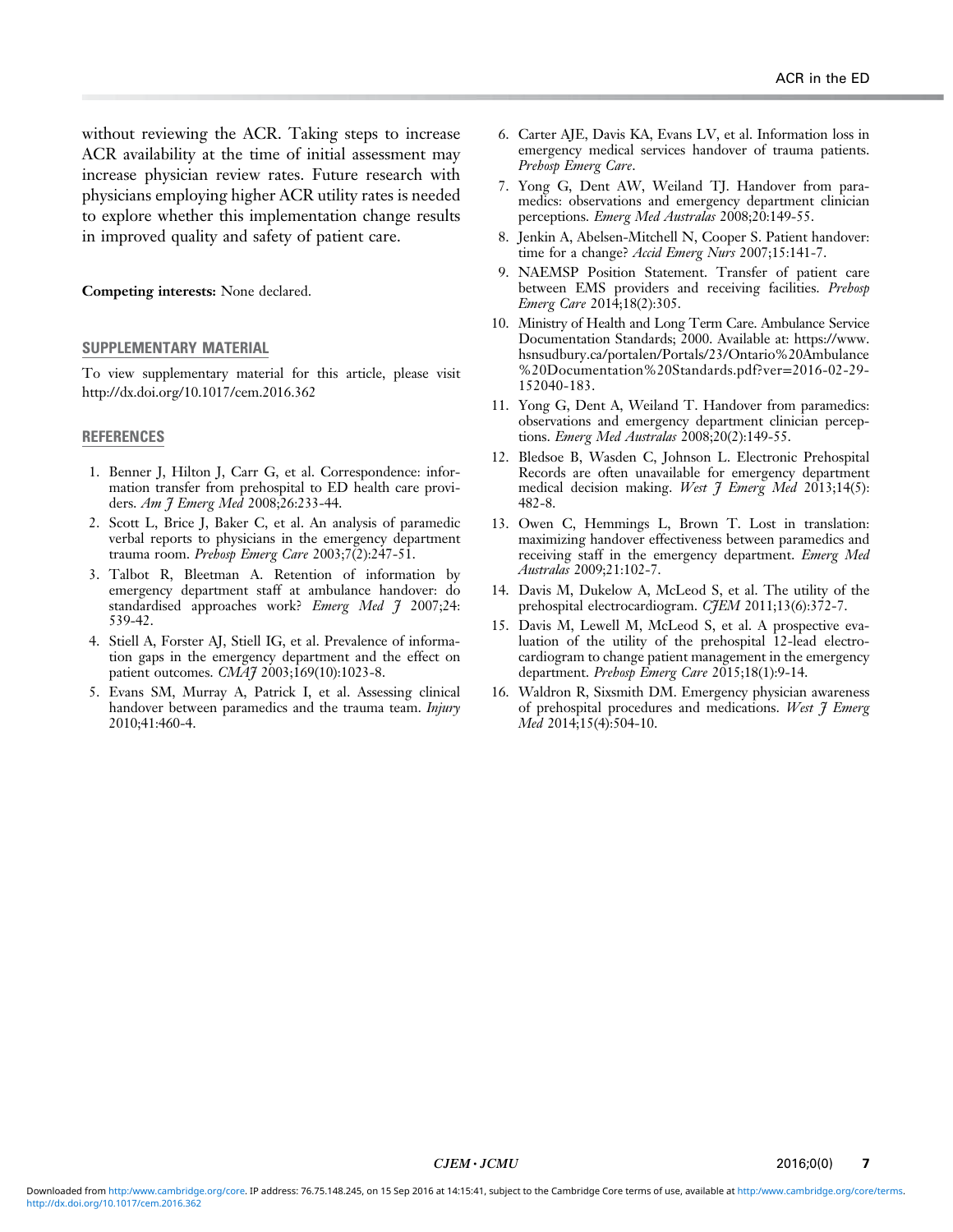without reviewing the ACR. Taking steps to increase ACR availability at the time of initial assessment may increase physician review rates. Future research with physicians employing higher ACR utility rates is needed to explore whether this implementation change results in improved quality and safety of patient care.

**Competing interests:** None declared.

## SUPPLEMENTARY MATERIAL

To view supplementary material for this article, please visit http://dx.doi.org/10.1017/cem.2016.362

## REFERENCES

1. Benner J, Hilton J, Carr G, et al. Correspondence: information transfer from prehospital to ED health care providers. *Am J Emerg Med* 2008;26:233-44.
2. Scott L, Brice J, Baker C, et al. An analysis of paramedic verbal reports to physicians in the emergency department trauma room. *Prehosp Emerg Care* 2003;7(2):247-51.
3. Talbot R, Bleetman A. Retention of information by emergency department staff at ambulance handover: do standardised approaches work? *Emerg Med J* 2007;24: 539-42.
4. Stiell A, Forster AJ, Stiell IG, et al. Prevalence of information gaps in the emergency department and the effect on patient outcomes. *CMAJ* 2003;169(10):1023-8.
5. Evans SM, Murray A, Patrick I, et al. Assessing clinical handover between paramedics and the trauma team. *Injury* 2010;41:460-4.
6. Carter AJE, Davis KA, Evans LV, et al. Information loss in emergency medical services handover of trauma patients. *Prehosp Emerg Care*.
7. Yong G, Dent AW, Weiland TJ. Handover from paramedics: observations and emergency department clinician perceptions. *Emerg Med Australas* 2008;20:149-55.
8. Jenkin A, Abelsen-Mitchell N, Cooper S. Patient handover: time for a change? *Accid Emerg Nurs* 2007;15:141-7.
9. NAEMSP Position Statement. Transfer of patient care between EMS providers and receiving facilities. *Prehosp Emerg Care* 2014;18(2):305.
10. Ministry of Health and Long Term Care. Ambulance Service Documentation Standards; 2000. Available at: https://www.hsnsudbury.ca/portalen/Portals/23/Ontario%20Ambulance%20Documentation%20Standards.pdf?ver=2016-02-29-152040-183.
11. Yong G, Dent A, Weiland T. Handover from paramedics: observations and emergency department clinician perceptions. *Emerg Med Australas* 2008;20(2):149-55.
12. Bledsoe B, Wasden C, Johnson L. Electronic Prehospital Records are often unavailable for emergency department medical decision making. *West J Emerg Med* 2013;14(5): 482-8.
13. Owen C, Hemmings L, Brown T. Lost in translation: maximizing handover effectiveness between paramedics and receiving staff in the emergency department. *Emerg Med Australas* 2009;21:102-7.
14. Davis M, Dukelow A, McLeod S, et al. The utility of the prehospital electrocardiogram. *CJEM* 2011;13(6):372-7.
15. Davis M, Lewell M, McLeod S, et al. A prospective evaluation of the utility of the prehospital 12-lead electrocardiogram to change patient management in the emergency department. *Prehosp Emerg Care* 2015;18(1):9-14.
16. Waldron R, Sixsmith DM. Emergency physician awareness of prehospital procedures and medications. *West J Emerg Med* 2014;15(4):504-10.